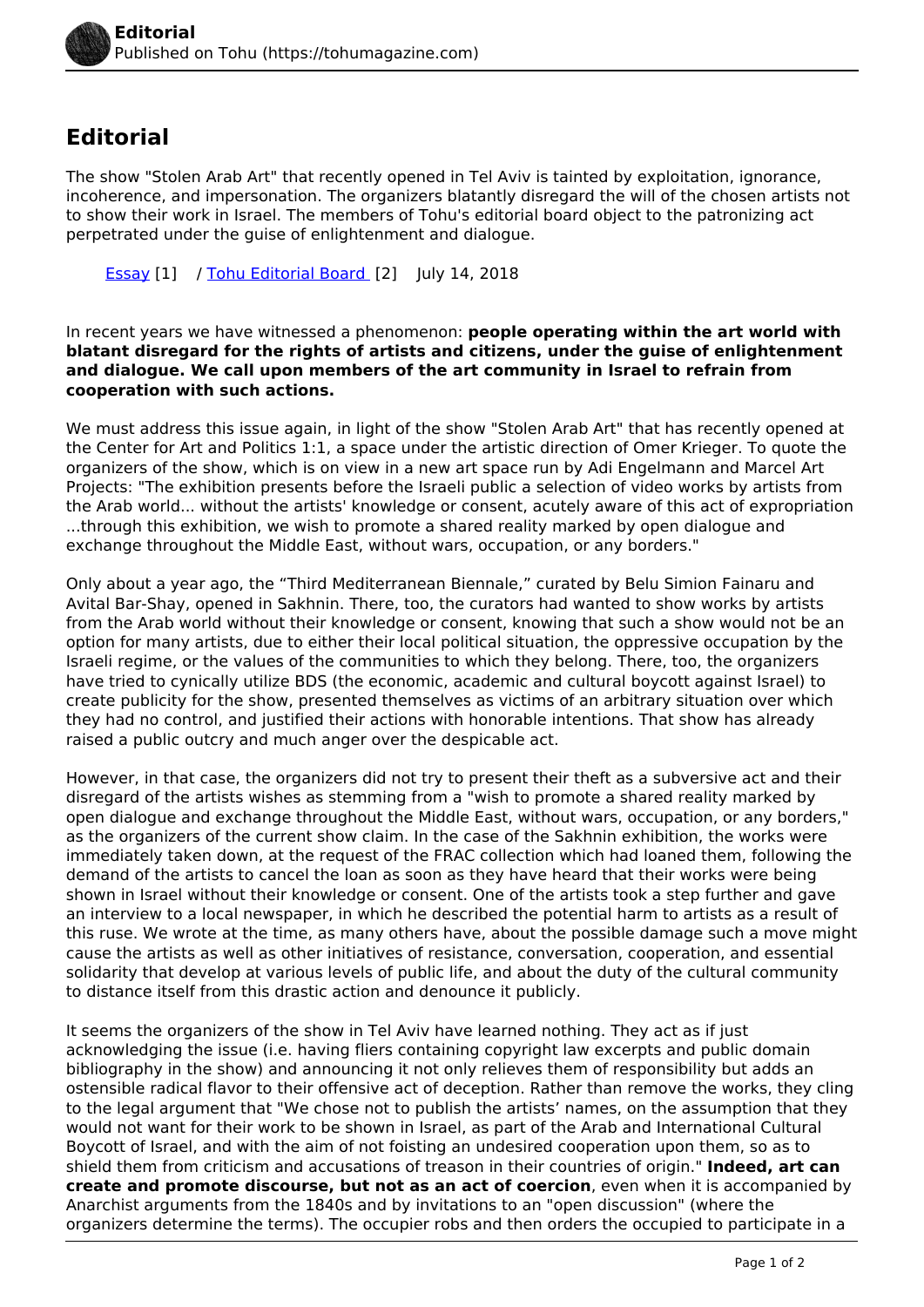# Editorial

The show "Stolen Arab Art" that recently opened in Tel Aviv is tainted by exploitation, ignorance, incoherence, and impersonation. The organizers blatantly disregard the will of the chosen artists not to show their work in Israel. The members of Tohu's editorial board object to the patronizing act perpetrated under the guise of enlightenment and dialogue.

Essay [1] / Tohu Editorial Board [2] July 14, 2018

In recent years we have witnessed a phenomenon: **people operating within the art world with blatant disregard for the rights of artists and citizens, under the guise of enlightenment and dialogue. We call upon members of the art community in Israel to refrain from cooperation with such actions.**

We must address this issue again, in light of the show "Stolen Arab Art" that has recently opened at the Center for Art and Politics 1:1, a space under the artistic direction of Omer Krieger. To quote the organizers of the show, which is on view in a new art space run by Adi Engelmann and Marcel Art Projects: "The exhibition presents before the Israeli public a selection of video works by artists from the Arab world... without the artists' knowledge or consent, acutely aware of this act of expropriation ...through this exhibition, we wish to promote a shared reality marked by open dialogue and exchange throughout the Middle East, without wars, occupation, or any borders."

Only about a year ago, the "Third Mediterranean Biennale," curated by Belu Simion Fainaru and Avital Bar-Shay, opened in Sakhnin. There, too, the curators had wanted to show works by artists from the Arab world without their knowledge or consent, knowing that such a show would not be an option for many artists, due to either their local political situation, the oppressive occupation by the Israeli regime, or the values of the communities to which they belong. There, too, the organizers have tried to cynically utilize BDS (the economic, academic and cultural boycott against Israel) to create publicity for the show, presented themselves as victims of an arbitrary situation over which they had no control, and justified their actions with honorable intentions. That show has already raised a public outcry and much anger over the despicable act.

However, in that case, the organizers did not try to present their theft as a subversive act and their disregard of the artists wishes as stemming from a "wish to promote a shared reality marked by open dialogue and exchange throughout the Middle East, without wars, occupation, or any borders," as the organizers of the current show claim. In the case of the Sakhnin exhibition, the works were immediately taken down, at the request of the FRAC collection which had loaned them, following the demand of the artists to cancel the loan as soon as they have heard that their works were being shown in Israel without their knowledge or consent. One of the artists took a step further and gave an interview to a local newspaper, in which he described the potential harm to artists as a result of this ruse. We wrote at the time, as many others have, about the possible damage such a move might cause the artists as well as other initiatives of resistance, conversation, cooperation, and essential solidarity that develop at various levels of public life, and about the duty of the cultural community to distance itself from this drastic action and denounce it publicly.

It seems the organizers of the show in Tel Aviv have learned nothing. They act as if just acknowledging the issue (i.e. having fliers containing copyright law excerpts and public domain bibliography in the show) and announcing it not only relieves them of responsibility but adds an ostensible radical flavor to their offensive act of deception. Rather than remove the works, they cling to the legal argument that "We chose not to publish the artists' names, on the assumption that they would not want for their work to be shown in Israel, as part of the Arab and International Cultural Boycott of Israel, and with the aim of not foisting an undesired cooperation upon them, so as to shield them from criticism and accusations of treason in their countries of origin." **Indeed, art can create and promote discourse, but not as an act of coercion**, even when it is accompanied by Anarchist arguments from the 1840s and by invitations to an "open discussion" (where the organizers determine the terms). The occupier robs and then orders the occupied to participate in a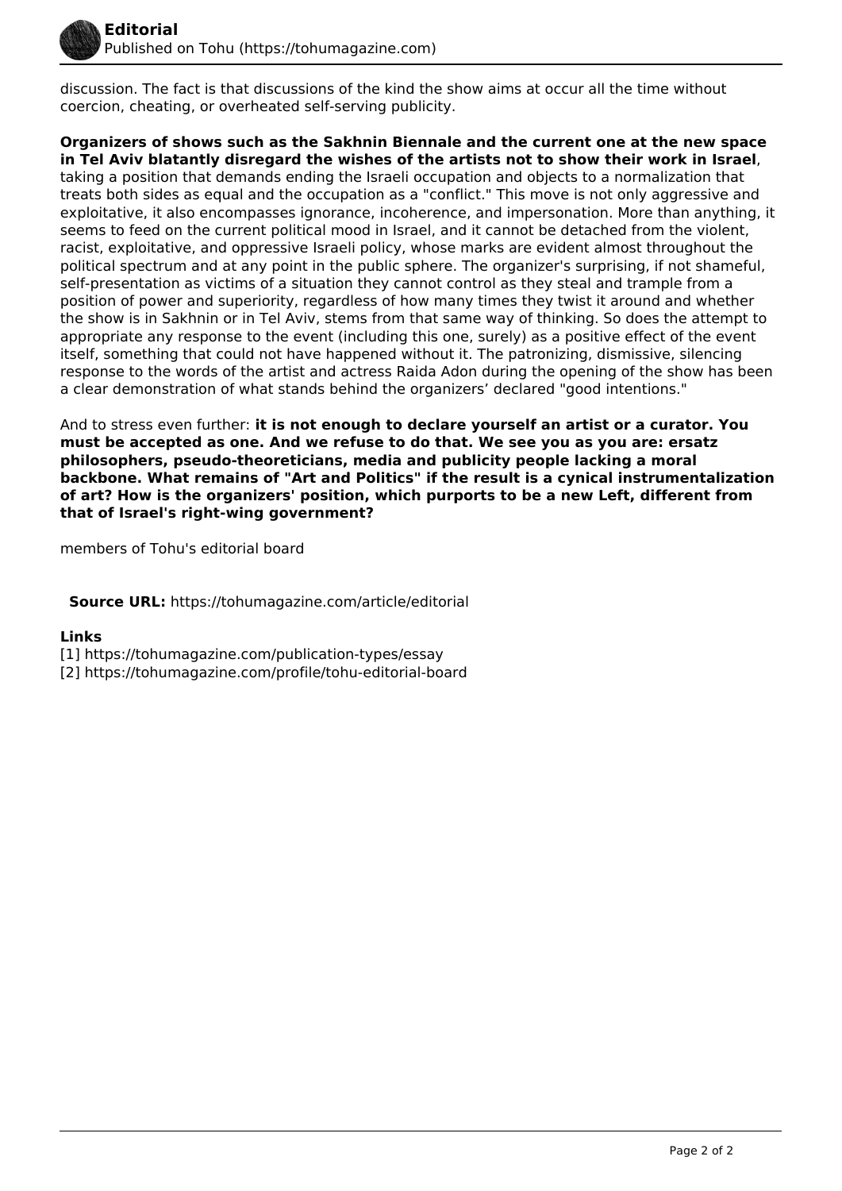discussion. The fact is that discussions of the kind the show aims at occur all the time without coercion, cheating, or overheated self-serving publicity.

**Organizers of shows such as the Sakhnin Biennale and the current one at the new space in Tel Aviv blatantly disregard the wishes of the artists not to show their work in Israel**, taking a position that demands ending the Israeli occupation and objects to a normalization that treats both sides as equal and the occupation as a "conflict." This move is not only aggressive and exploitative, it also encompasses ignorance, incoherence, and impersonation. More than anything, it seems to feed on the current political mood in Israel, and it cannot be detached from the violent, racist, exploitative, and oppressive Israeli policy, whose marks are evident almost throughout the political spectrum and at any point in the public sphere. The organizer's surprising, if not shameful, self-presentation as victims of a situation they cannot control as they steal and trample from a position of power and superiority, regardless of how many times they twist it around and whether the show is in Sakhnin or in Tel Aviv, stems from that same way of thinking. So does the attempt to appropriate any response to the event (including this one, surely) as a positive effect of the event itself, something that could not have happened without it. The patronizing, dismissive, silencing response to the words of the artist and actress Raida Adon during the opening of the show has been a clear demonstration of what stands behind the organizers' declared "good intentions."

And to stress even further: **it is not enough to declare yourself an artist or a curator. You must be accepted as one. And we refuse to do that. We see you as you are: ersatz philosophers, pseudo-theoreticians, media and publicity people lacking a moral backbone. What remains of "Art and Politics" if the result is a cynical instrumentalization of art? How is the organizers' position, which purports to be a new Left, different from that of Israel's right-wing government?**

members of Tohu's editorial board

**Source URL:** https://tohumagazine.com/article/editorial

**Links**

[1] https://tohumagazine.com/publication-types/essay
[2] https://tohumagazine.com/profile/tohu-editorial-board